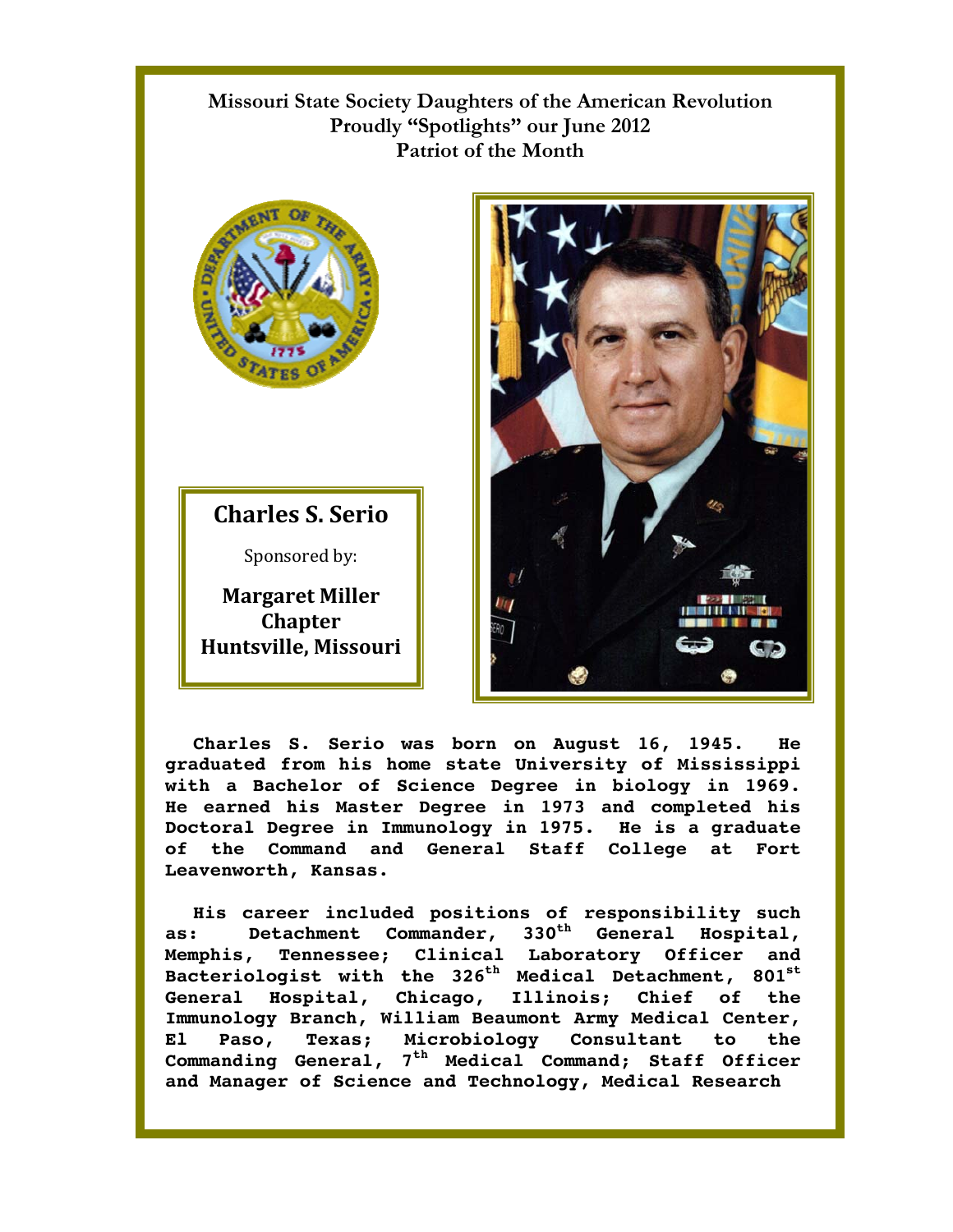**Missouri State Society Daughters of the American Revolution**
**Proudly "Spotlights" our June 2012**
**Patriot of the Month**

## Charles S. Serio

Sponsored by:

**Margaret Miller Chapter**
**Huntsville, Missouri**

**Charles S. Serio was born on August 16, 1945. He graduated from his home state University of Mississippi with a Bachelor of Science Degree in biology in 1969. He earned his Master Degree in 1973 and completed his Doctoral Degree in Immunology in 1975. He is a graduate of the Command and General Staff College at Fort Leavenworth, Kansas.**

**His career included positions of responsibility such as: Detachment Commander, 330th General Hospital, Memphis, Tennessee; Clinical Laboratory Officer and Bacteriologist with the 326th Medical Detachment, 801st General Hospital, Chicago, Illinois; Chief of the Immunology Branch, William Beaumont Army Medical Center, El Paso, Texas; Microbiology Consultant to the Commanding General, 7th Medical Command; Staff Officer and Manager of Science and Technology, Medical Research**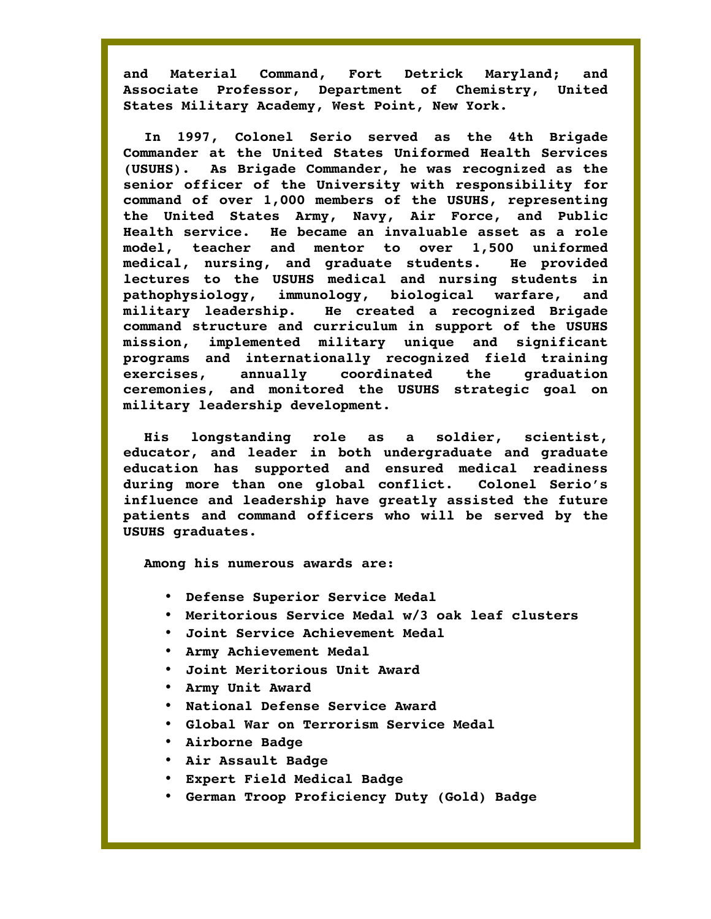and Material Command, Fort Detrick Maryland; and Associate Professor, Department of Chemistry, United States Military Academy, West Point, New York.

In 1997, Colonel Serio served as the 4th Brigade Commander at the United States Uniformed Health Services (USUHS). As Brigade Commander, he was recognized as the senior officer of the University with responsibility for command of over 1,000 members of the USUHS, representing the United States Army, Navy, Air Force, and Public Health service. He became an invaluable asset as a role model, teacher and mentor to over 1,500 uniformed medical, nursing, and graduate students. He provided lectures to the USUHS medical and nursing students in pathophysiology, immunology, biological warfare, and military leadership. He created a recognized Brigade command structure and curriculum in support of the USUHS mission, implemented military unique and significant programs and internationally recognized field training exercises, annually coordinated the graduation ceremonies, and monitored the USUHS strategic goal on military leadership development.

His longstanding role as a soldier, scientist, educator, and leader in both undergraduate and graduate education has supported and ensured medical readiness during more than one global conflict. Colonel Serio's influence and leadership have greatly assisted the future patients and command officers who will be served by the USUHS graduates.

Among his numerous awards are:

- Defense Superior Service Medal
- Meritorious Service Medal w/3 oak leaf clusters
- Joint Service Achievement Medal
- Army Achievement Medal
- Joint Meritorious Unit Award
- Army Unit Award
- National Defense Service Award
- Global War on Terrorism Service Medal
- Airborne Badge
- Air Assault Badge
- Expert Field Medical Badge
- German Troop Proficiency Duty (Gold) Badge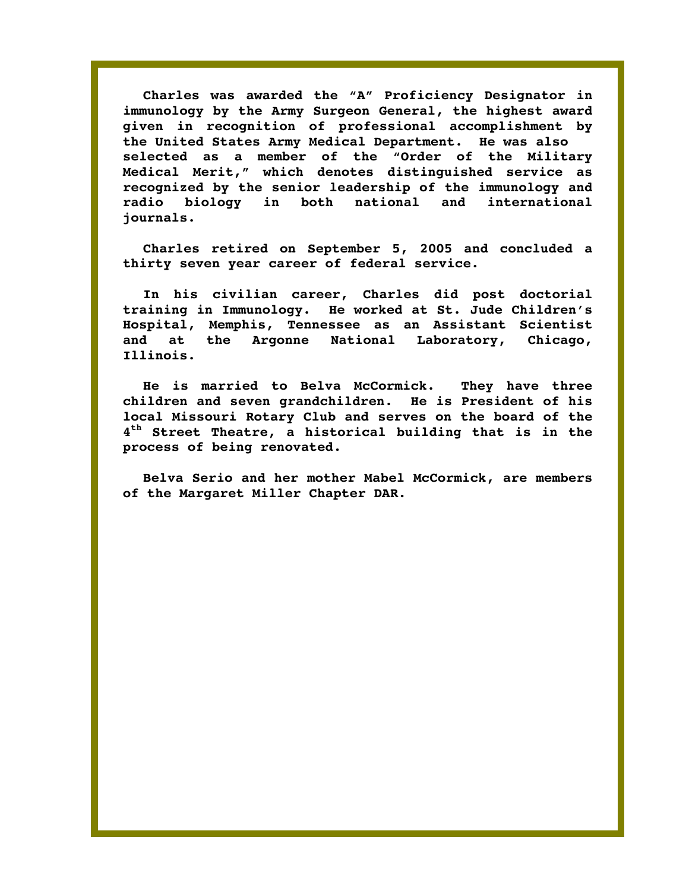**Charles was awarded the "A" Proficiency Designator in immunology by the Army Surgeon General, the highest award given in recognition of professional accomplishment by the United States Army Medical Department. He was also selected as a member of the "Order of the Military Medical Merit," which denotes distinguished service as recognized by the senior leadership of the immunology and radio biology in both national and international journals.**

**Charles retired on September 5, 2005 and concluded a thirty seven year career of federal service.**

**In his civilian career, Charles did post doctorial training in Immunology. He worked at St. Jude Children's Hospital, Memphis, Tennessee as an Assistant Scientist and at the Argonne National Laboratory, Chicago, Illinois.**

**He is married to Belva McCormick. They have three children and seven grandchildren. He is President of his local Missouri Rotary Club and serves on the board of the 4th Street Theatre, a historical building that is in the process of being renovated.**

**Belva Serio and her mother Mabel McCormick, are members of the Margaret Miller Chapter DAR.**